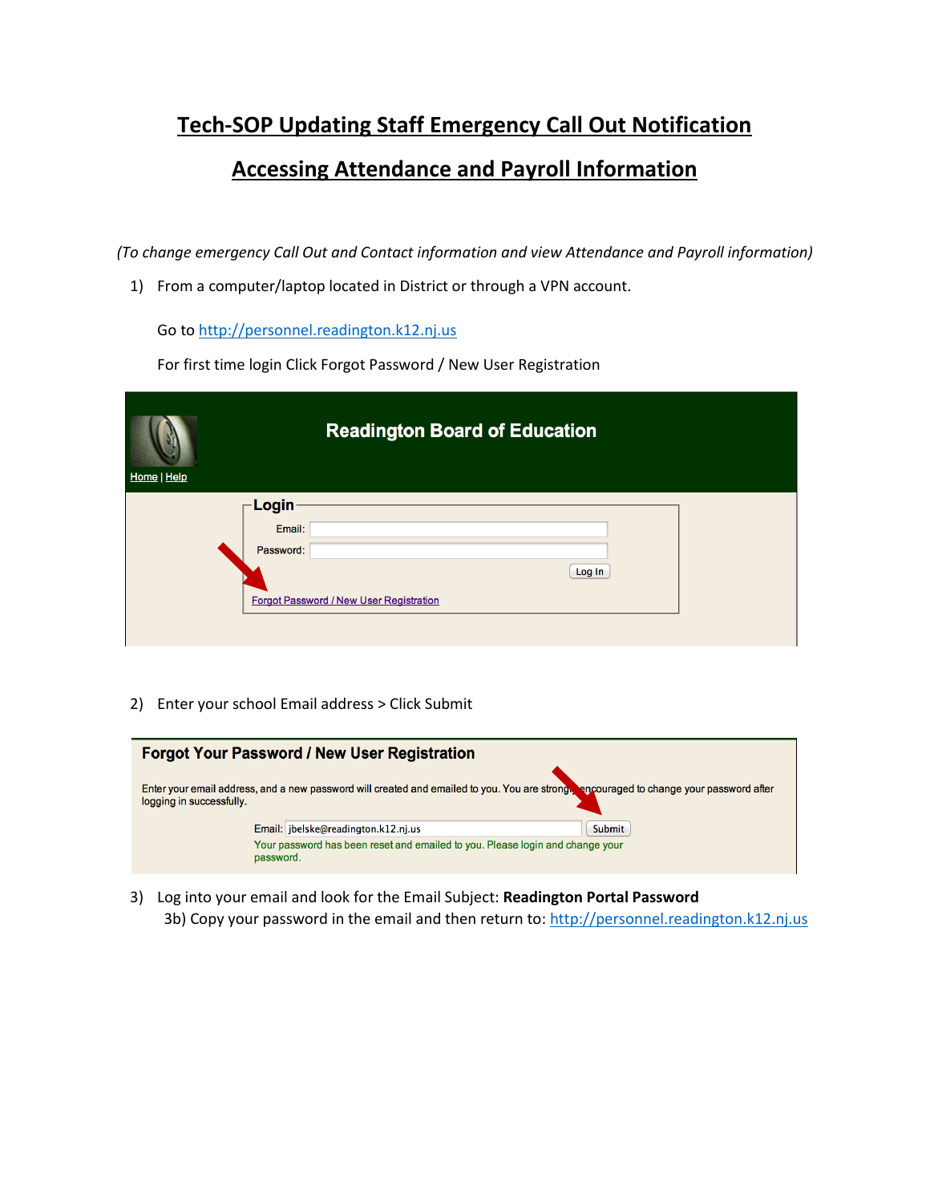# Tech-SOP Updating Staff Emergency Call Out Notification

# Accessing Attendance and Payroll Information

*(To change emergency Call Out and Contact information and view Attendance and Payroll information)*

1) From a computer/laptop located in District or through a VPN account.

   Go to http://personnel.readington.k12.nj.us

   For first time login Click Forgot Password / New User Registration

   Readington Board of Education

   Home | Help

   **Login**

   Email:

   Password:

   Log In

   Forgot Password / New User Registration

2) Enter your school Email address > Click Submit

   **Forgot Your Password / New User Registration**

   Enter your email address, and a new password will created and emailed to you. You are strongly encouraged to change your password after logging in successfully.

   Email: jbelske@readington.k12.nj.us Submit

   Your password has been reset and emailed to you. Please login and change your password.

3) Log into your email and look for the Email Subject: **Readington Portal Password**

   3b) Copy your password in the email and then return to: http://personnel.readington.k12.nj.us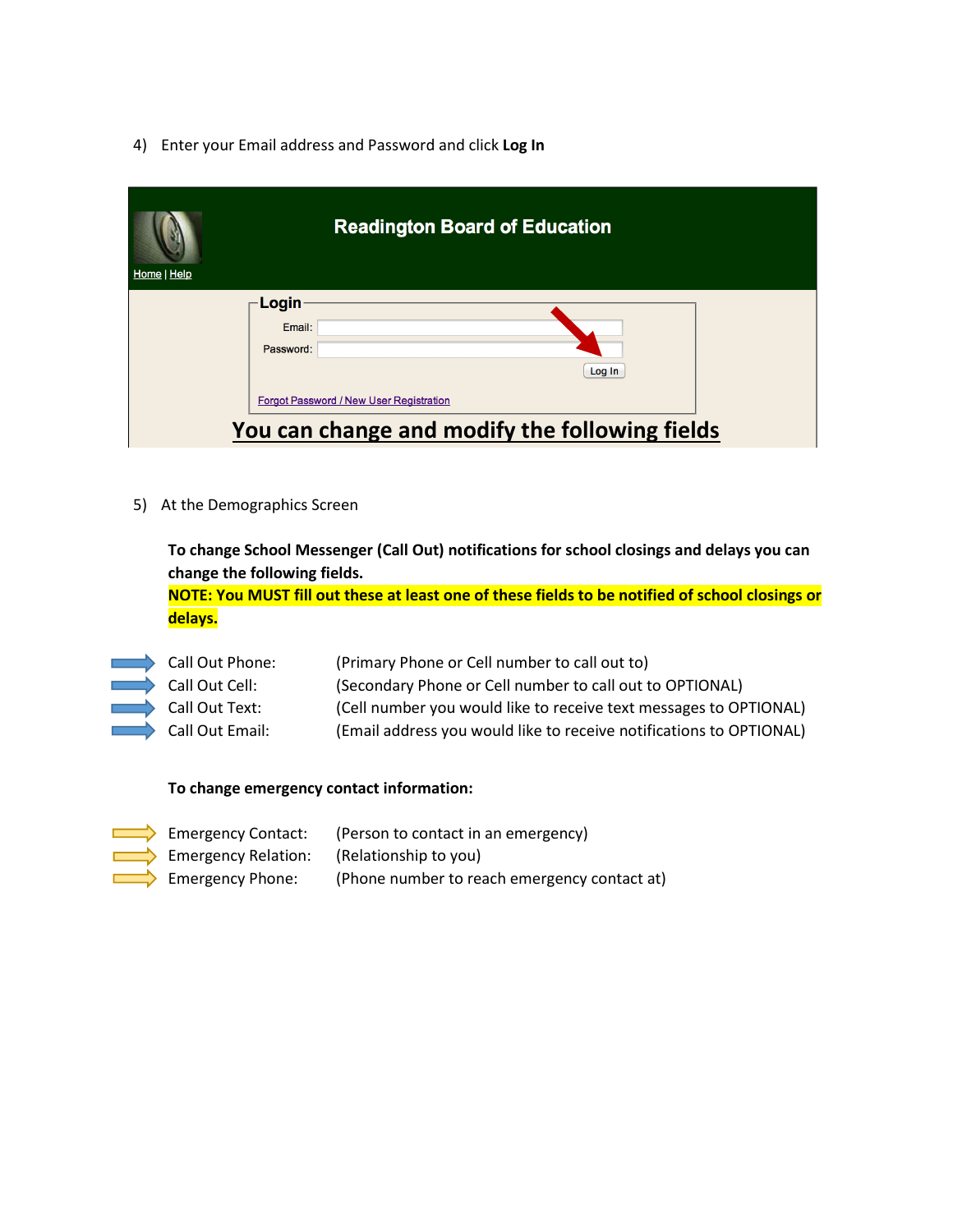4) Enter your Email address and Password and click **Log In**

**Readington Board of Education**

Home | Help

**Login**

Email:

Password:

Log In

Forgot Password / New User Registration

**You can change and modify the following fields**

5) At the Demographics Screen

**To change School Messenger (Call Out) notifications for school closings and delays you can change the following fields.**

**NOTE: You MUST fill out these at least one of these fields to be notified of school closings or delays.**

- Call Out Phone: (Primary Phone or Cell number to call out to)
- Call Out Cell: (Secondary Phone or Cell number to call out to OPTIONAL)
- Call Out Text: (Cell number you would like to receive text messages to OPTIONAL)
- Call Out Email: (Email address you would like to receive notifications to OPTIONAL)

**To change emergency contact information:**

- Emergency Contact: (Person to contact in an emergency)
- Emergency Relation: (Relationship to you)
- Emergency Phone: (Phone number to reach emergency contact at)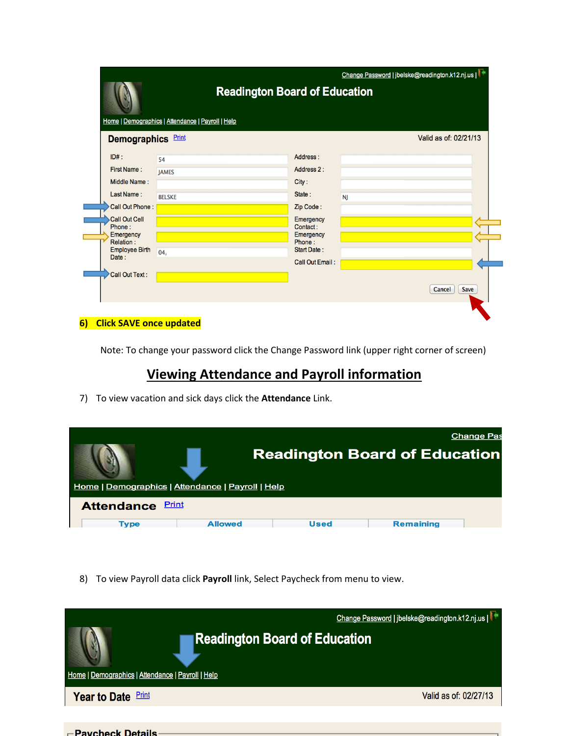Change Password | jbelske@readington.k12.nj.us |

Readington Board of Education

Home | Demographics | Attendance | Payroll | Help

Demographics Print Valid as of: 02/21/13

ID# : 54
First Name : JAMES
Middle Name :
Last Name : BELSKE
Call Out Phone :
Call Out Cell Phone :
Emergency Relation :
Employee Birth Date : 04,
Call Out Text :
Address :
Address 2 :
City :
State : NJ
Zip Code :
Emergency Contact :
Emergency Phone :
Start Date :
Call Out Email :

Cancel Save

**6) Click SAVE once updated**

Note: To change your password click the Change Password link (upper right corner of screen)

## Viewing Attendance and Payroll information

7) To view vacation and sick days click the **Attendance** Link.

Change Pas

Readington Board of Education

Home | Demographics | Attendance | Payroll | Help

Attendance Print

| Type | Allowed | Used | Remaining |
|---|---|---|---|

8) To view Payroll data click **Payroll** link, Select Paycheck from menu to view.

Change Password | jbelske@readington.k12.nj.us |

Readington Board of Education

Home | Demographics | Attendance | Payroll | Help

Year to Date Print Valid as of: 02/27/13

Paycheck Details